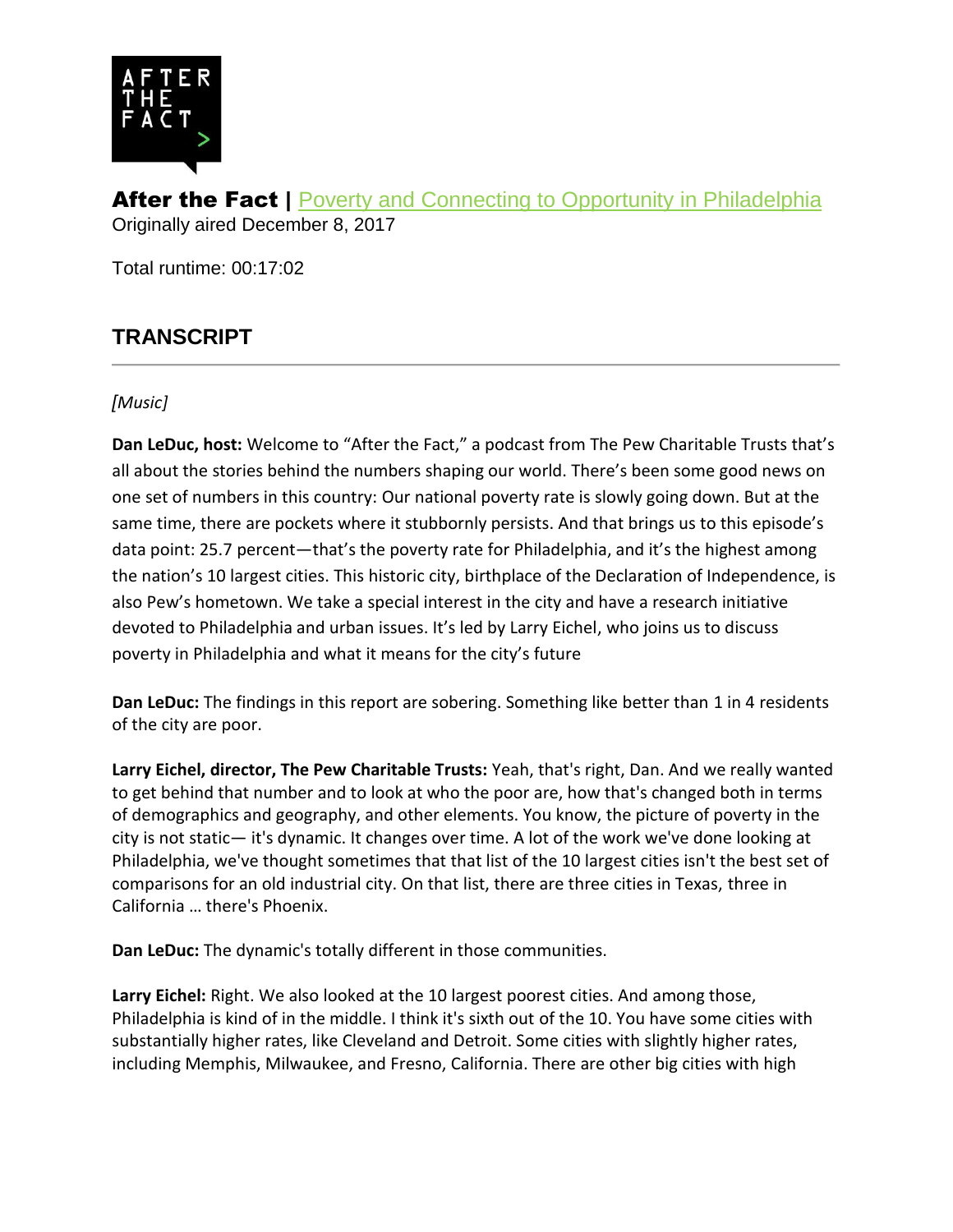AFTER THE FACT >

**After the Fact |** [Poverty and Connecting to Opportunity in Philadelphia]
Originally aired December 8, 2017

Total runtime: 00:17:02

## TRANSCRIPT

*[Music]*

**Dan LeDuc, host:** Welcome to "After the Fact," a podcast from The Pew Charitable Trusts that's all about the stories behind the numbers shaping our world. There's been some good news on one set of numbers in this country: Our national poverty rate is slowly going down. But at the same time, there are pockets where it stubbornly persists. And that brings us to this episode's data point: 25.7 percent—that's the poverty rate for Philadelphia, and it's the highest among the nation's 10 largest cities. This historic city, birthplace of the Declaration of Independence, is also Pew's hometown. We take a special interest in the city and have a research initiative devoted to Philadelphia and urban issues. It's led by Larry Eichel, who joins us to discuss poverty in Philadelphia and what it means for the city's future

**Dan LeDuc:** The findings in this report are sobering. Something like better than 1 in 4 residents of the city are poor.

**Larry Eichel, director, The Pew Charitable Trusts:** Yeah, that's right, Dan. And we really wanted to get behind that number and to look at who the poor are, how that's changed both in terms of demographics and geography, and other elements. You know, the picture of poverty in the city is not static— it's dynamic. It changes over time. A lot of the work we've done looking at Philadelphia, we've thought sometimes that that list of the 10 largest cities isn't the best set of comparisons for an old industrial city. On that list, there are three cities in Texas, three in California … there's Phoenix.

**Dan LeDuc:** The dynamic's totally different in those communities.

**Larry Eichel:** Right. We also looked at the 10 largest poorest cities. And among those, Philadelphia is kind of in the middle. I think it's sixth out of the 10. You have some cities with substantially higher rates, like Cleveland and Detroit. Some cities with slightly higher rates, including Memphis, Milwaukee, and Fresno, California. There are other big cities with high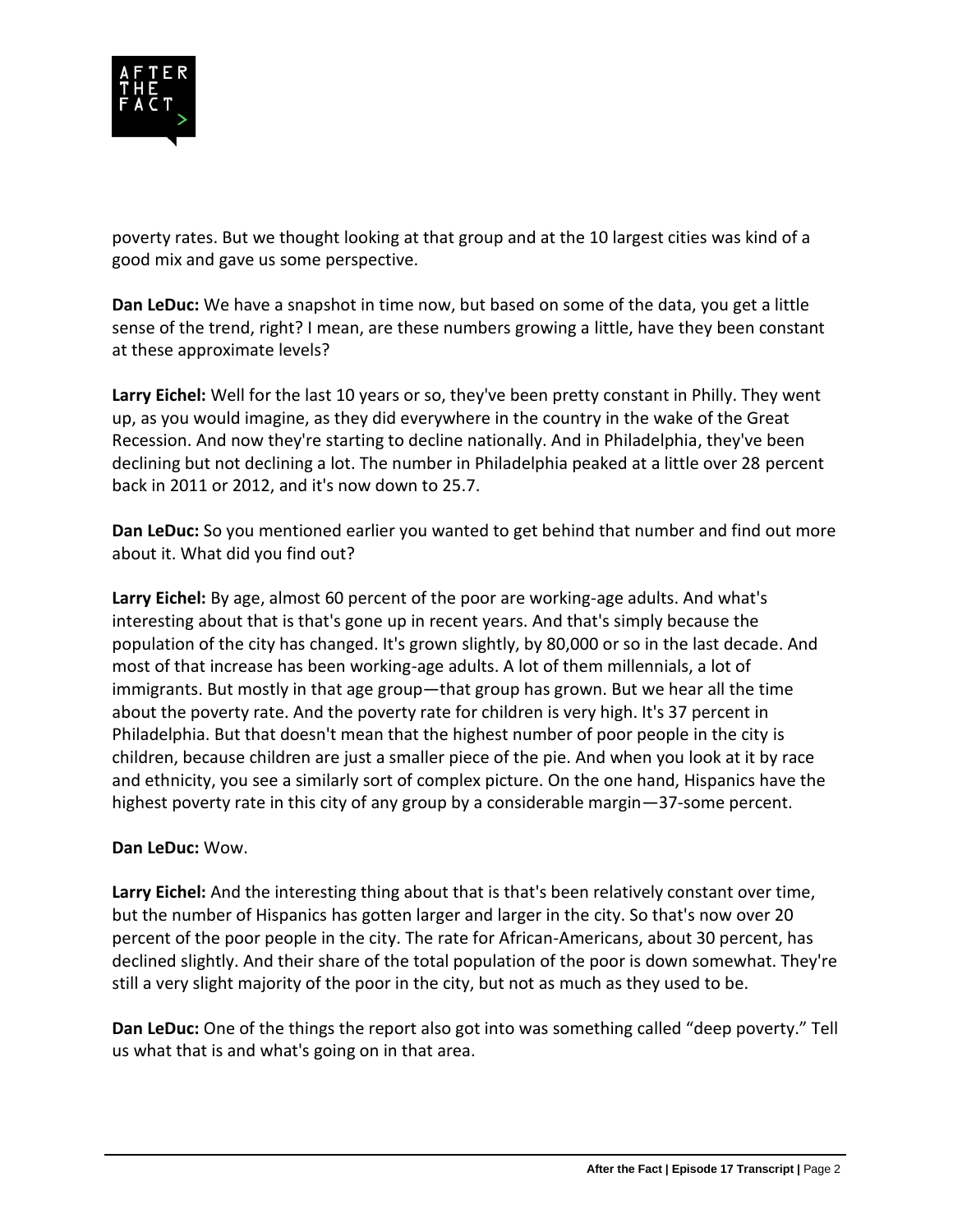poverty rates. But we thought looking at that group and at the 10 largest cities was kind of a good mix and gave us some perspective.

**Dan LeDuc:** We have a snapshot in time now, but based on some of the data, you get a little sense of the trend, right? I mean, are these numbers growing a little, have they been constant at these approximate levels?

**Larry Eichel:** Well for the last 10 years or so, they've been pretty constant in Philly. They went up, as you would imagine, as they did everywhere in the country in the wake of the Great Recession. And now they're starting to decline nationally. And in Philadelphia, they've been declining but not declining a lot. The number in Philadelphia peaked at a little over 28 percent back in 2011 or 2012, and it's now down to 25.7.

**Dan LeDuc:** So you mentioned earlier you wanted to get behind that number and find out more about it. What did you find out?

**Larry Eichel:** By age, almost 60 percent of the poor are working-age adults. And what's interesting about that is that's gone up in recent years. And that's simply because the population of the city has changed. It's grown slightly, by 80,000 or so in the last decade. And most of that increase has been working-age adults. A lot of them millennials, a lot of immigrants. But mostly in that age group—that group has grown. But we hear all the time about the poverty rate. And the poverty rate for children is very high. It's 37 percent in Philadelphia. But that doesn't mean that the highest number of poor people in the city is children, because children are just a smaller piece of the pie. And when you look at it by race and ethnicity, you see a similarly sort of complex picture. On the one hand, Hispanics have the highest poverty rate in this city of any group by a considerable margin—37-some percent.

**Dan LeDuc:** Wow.

**Larry Eichel:** And the interesting thing about that is that's been relatively constant over time, but the number of Hispanics has gotten larger and larger in the city. So that's now over 20 percent of the poor people in the city. The rate for African-Americans, about 30 percent, has declined slightly. And their share of the total population of the poor is down somewhat. They're still a very slight majority of the poor in the city, but not as much as they used to be.

**Dan LeDuc:** One of the things the report also got into was something called "deep poverty." Tell us what that is and what's going on in that area.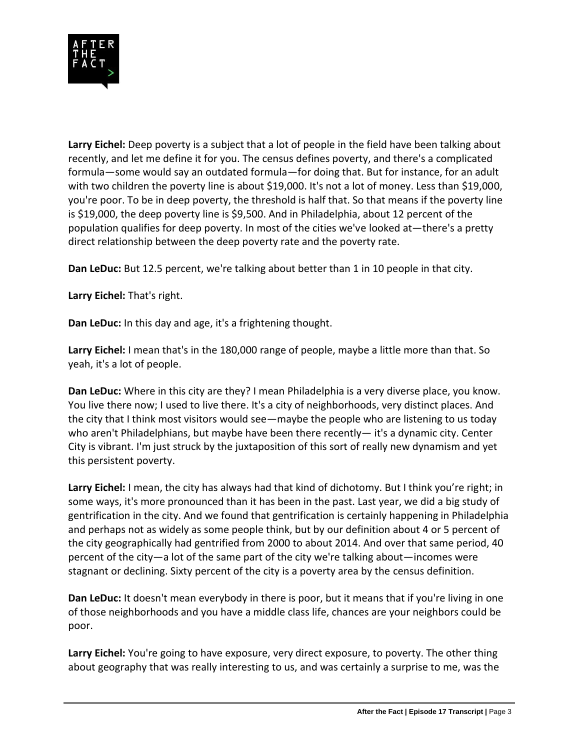**Larry Eichel:** Deep poverty is a subject that a lot of people in the field have been talking about recently, and let me define it for you. The census defines poverty, and there's a complicated formula—some would say an outdated formula—for doing that. But for instance, for an adult with two children the poverty line is about $19,000. It's not a lot of money. Less than $19,000, you're poor. To be in deep poverty, the threshold is half that. So that means if the poverty line is $19,000, the deep poverty line is $9,500. And in Philadelphia, about 12 percent of the population qualifies for deep poverty. In most of the cities we've looked at—there's a pretty direct relationship between the deep poverty rate and the poverty rate.

**Dan LeDuc:** But 12.5 percent, we're talking about better than 1 in 10 people in that city.

**Larry Eichel:** That's right.

**Dan LeDuc:** In this day and age, it's a frightening thought.

**Larry Eichel:** I mean that's in the 180,000 range of people, maybe a little more than that. So yeah, it's a lot of people.

**Dan LeDuc:** Where in this city are they? I mean Philadelphia is a very diverse place, you know. You live there now; I used to live there. It's a city of neighborhoods, very distinct places. And the city that I think most visitors would see—maybe the people who are listening to us today who aren't Philadelphians, but maybe have been there recently— it's a dynamic city. Center City is vibrant. I'm just struck by the juxtaposition of this sort of really new dynamism and yet this persistent poverty.

**Larry Eichel:** I mean, the city has always had that kind of dichotomy. But I think you're right; in some ways, it's more pronounced than it has been in the past. Last year, we did a big study of gentrification in the city. And we found that gentrification is certainly happening in Philadelphia and perhaps not as widely as some people think, but by our definition about 4 or 5 percent of the city geographically had gentrified from 2000 to about 2014. And over that same period, 40 percent of the city—a lot of the same part of the city we're talking about—incomes were stagnant or declining. Sixty percent of the city is a poverty area by the census definition.

**Dan LeDuc:** It doesn't mean everybody in there is poor, but it means that if you're living in one of those neighborhoods and you have a middle class life, chances are your neighbors could be poor.

**Larry Eichel:** You're going to have exposure, very direct exposure, to poverty. The other thing about geography that was really interesting to us, and was certainly a surprise to me, was the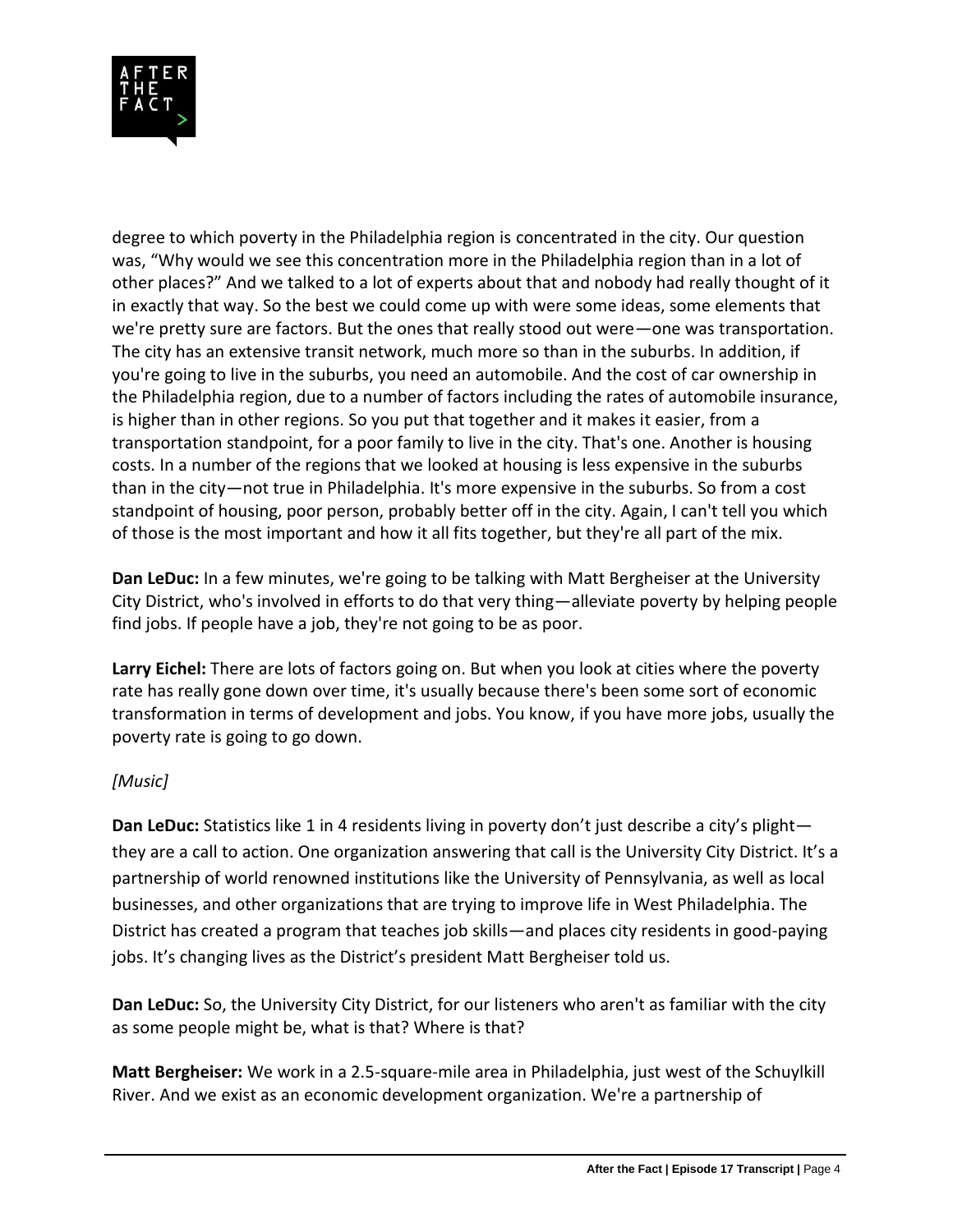degree to which poverty in the Philadelphia region is concentrated in the city. Our question was, "Why would we see this concentration more in the Philadelphia region than in a lot of other places?" And we talked to a lot of experts about that and nobody had really thought of it in exactly that way. So the best we could come up with were some ideas, some elements that we're pretty sure are factors. But the ones that really stood out were—one was transportation. The city has an extensive transit network, much more so than in the suburbs. In addition, if you're going to live in the suburbs, you need an automobile. And the cost of car ownership in the Philadelphia region, due to a number of factors including the rates of automobile insurance, is higher than in other regions. So you put that together and it makes it easier, from a transportation standpoint, for a poor family to live in the city. That's one. Another is housing costs. In a number of the regions that we looked at housing is less expensive in the suburbs than in the city—not true in Philadelphia. It's more expensive in the suburbs. So from a cost standpoint of housing, poor person, probably better off in the city. Again, I can't tell you which of those is the most important and how it all fits together, but they're all part of the mix.

**Dan LeDuc:** In a few minutes, we're going to be talking with Matt Bergheiser at the University City District, who's involved in efforts to do that very thing—alleviate poverty by helping people find jobs. If people have a job, they're not going to be as poor.

**Larry Eichel:** There are lots of factors going on. But when you look at cities where the poverty rate has really gone down over time, it's usually because there's been some sort of economic transformation in terms of development and jobs. You know, if you have more jobs, usually the poverty rate is going to go down.

*[Music]*

**Dan LeDuc:** Statistics like 1 in 4 residents living in poverty don't just describe a city's plight—they are a call to action. One organization answering that call is the University City District. It's a partnership of world renowned institutions like the University of Pennsylvania, as well as local businesses, and other organizations that are trying to improve life in West Philadelphia. The District has created a program that teaches job skills—and places city residents in good-paying jobs. It's changing lives as the District's president Matt Bergheiser told us.

**Dan LeDuc:** So, the University City District, for our listeners who aren't as familiar with the city as some people might be, what is that? Where is that?

**Matt Bergheiser:** We work in a 2.5-square-mile area in Philadelphia, just west of the Schuylkill River. And we exist as an economic development organization. We're a partnership of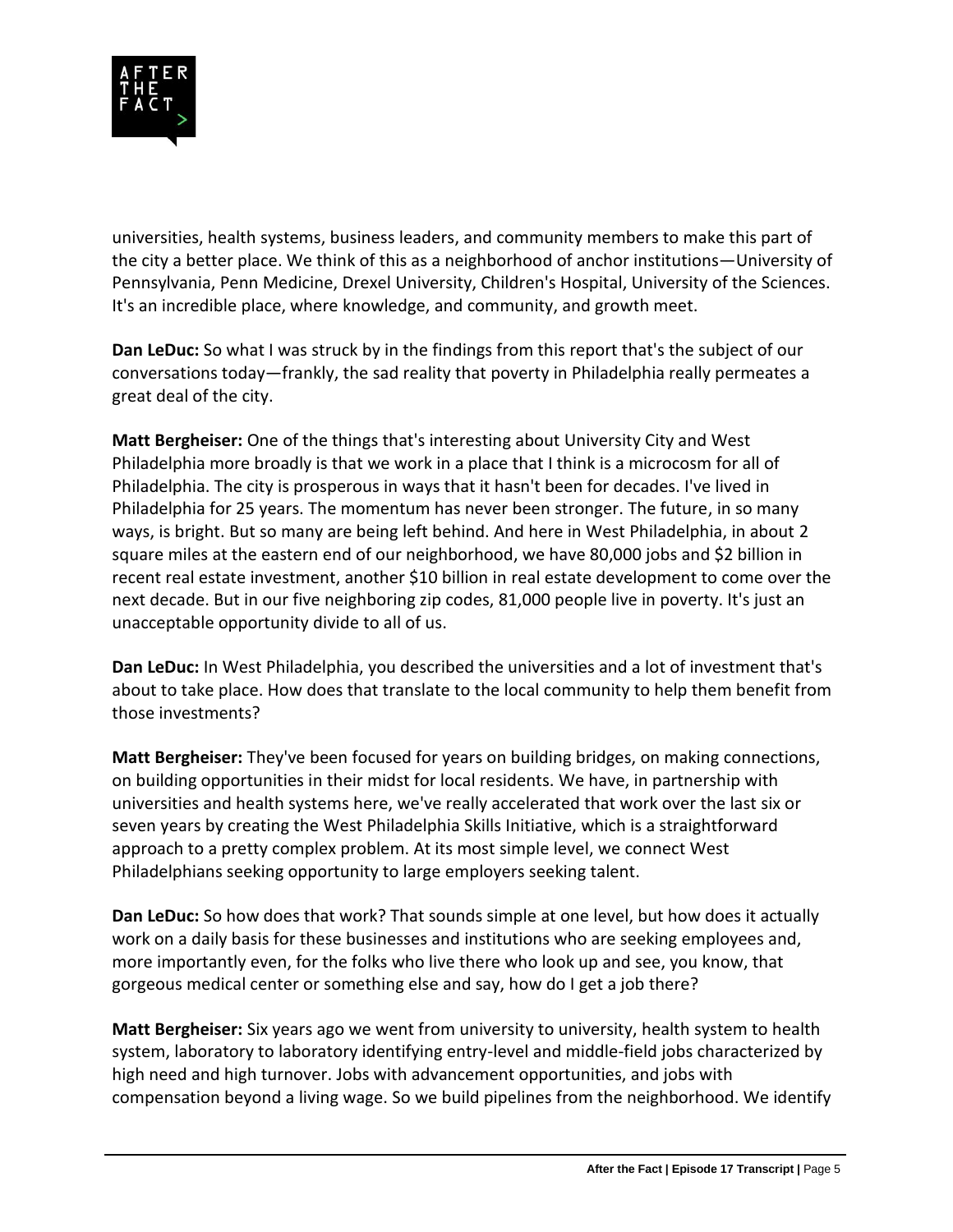universities, health systems, business leaders, and community members to make this part of the city a better place. We think of this as a neighborhood of anchor institutions—University of Pennsylvania, Penn Medicine, Drexel University, Children's Hospital, University of the Sciences. It's an incredible place, where knowledge, and community, and growth meet.

**Dan LeDuc:** So what I was struck by in the findings from this report that's the subject of our conversations today—frankly, the sad reality that poverty in Philadelphia really permeates a great deal of the city.

**Matt Bergheiser:** One of the things that's interesting about University City and West Philadelphia more broadly is that we work in a place that I think is a microcosm for all of Philadelphia. The city is prosperous in ways that it hasn't been for decades. I've lived in Philadelphia for 25 years. The momentum has never been stronger. The future, in so many ways, is bright. But so many are being left behind. And here in West Philadelphia, in about 2 square miles at the eastern end of our neighborhood, we have 80,000 jobs and $2 billion in recent real estate investment, another $10 billion in real estate development to come over the next decade. But in our five neighboring zip codes, 81,000 people live in poverty. It's just an unacceptable opportunity divide to all of us.

**Dan LeDuc:** In West Philadelphia, you described the universities and a lot of investment that's about to take place. How does that translate to the local community to help them benefit from those investments?

**Matt Bergheiser:** They've been focused for years on building bridges, on making connections, on building opportunities in their midst for local residents. We have, in partnership with universities and health systems here, we've really accelerated that work over the last six or seven years by creating the West Philadelphia Skills Initiative, which is a straightforward approach to a pretty complex problem. At its most simple level, we connect West Philadelphians seeking opportunity to large employers seeking talent.

**Dan LeDuc:** So how does that work? That sounds simple at one level, but how does it actually work on a daily basis for these businesses and institutions who are seeking employees and, more importantly even, for the folks who live there who look up and see, you know, that gorgeous medical center or something else and say, how do I get a job there?

**Matt Bergheiser:** Six years ago we went from university to university, health system to health system, laboratory to laboratory identifying entry-level and middle-field jobs characterized by high need and high turnover. Jobs with advancement opportunities, and jobs with compensation beyond a living wage. So we build pipelines from the neighborhood. We identify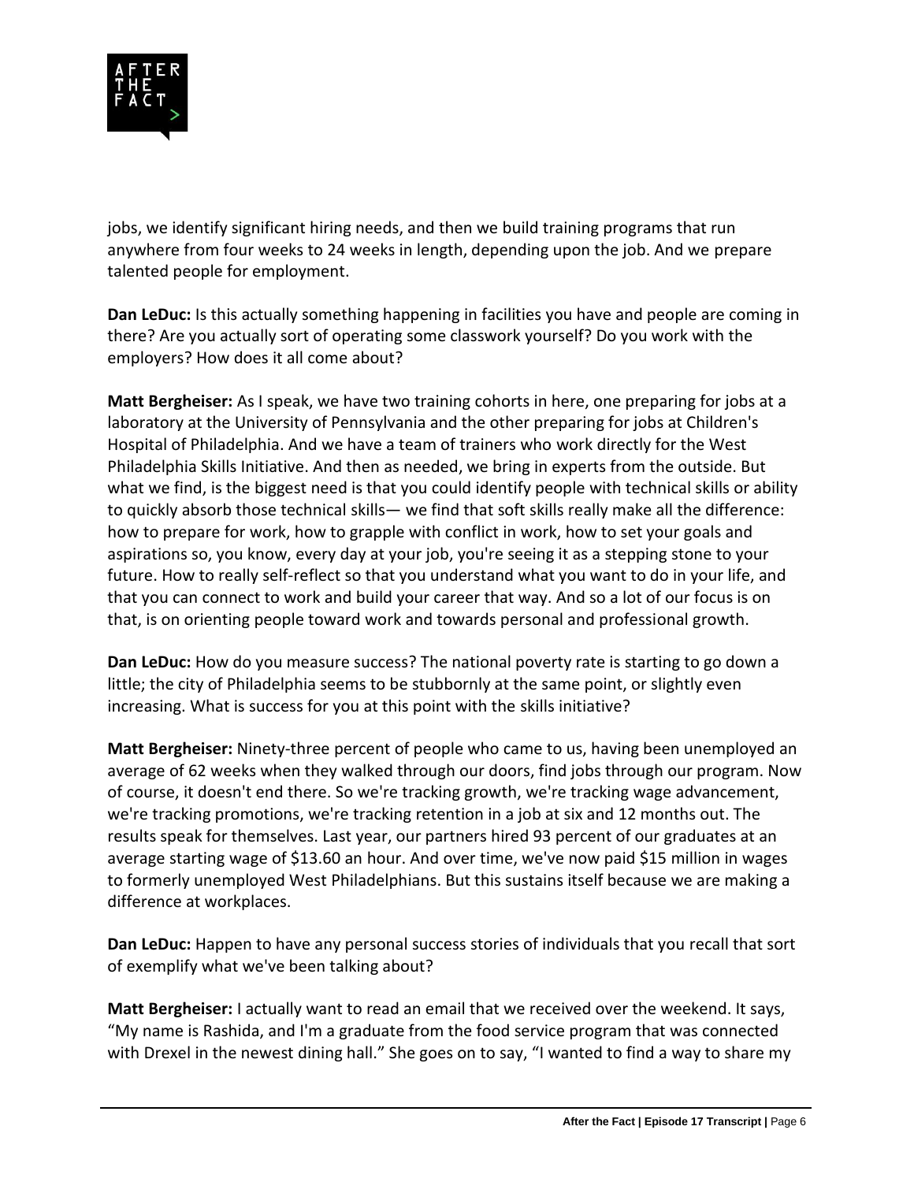jobs, we identify significant hiring needs, and then we build training programs that run anywhere from four weeks to 24 weeks in length, depending upon the job. And we prepare talented people for employment.

**Dan LeDuc:** Is this actually something happening in facilities you have and people are coming in there? Are you actually sort of operating some classwork yourself? Do you work with the employers? How does it all come about?

**Matt Bergheiser:** As I speak, we have two training cohorts in here, one preparing for jobs at a laboratory at the University of Pennsylvania and the other preparing for jobs at Children's Hospital of Philadelphia. And we have a team of trainers who work directly for the West Philadelphia Skills Initiative. And then as needed, we bring in experts from the outside. But what we find, is the biggest need is that you could identify people with technical skills or ability to quickly absorb those technical skills— we find that soft skills really make all the difference: how to prepare for work, how to grapple with conflict in work, how to set your goals and aspirations so, you know, every day at your job, you're seeing it as a stepping stone to your future. How to really self-reflect so that you understand what you want to do in your life, and that you can connect to work and build your career that way. And so a lot of our focus is on that, is on orienting people toward work and towards personal and professional growth.

**Dan LeDuc:** How do you measure success? The national poverty rate is starting to go down a little; the city of Philadelphia seems to be stubbornly at the same point, or slightly even increasing. What is success for you at this point with the skills initiative?

**Matt Bergheiser:** Ninety-three percent of people who came to us, having been unemployed an average of 62 weeks when they walked through our doors, find jobs through our program. Now of course, it doesn't end there. So we're tracking growth, we're tracking wage advancement, we're tracking promotions, we're tracking retention in a job at six and 12 months out. The results speak for themselves. Last year, our partners hired 93 percent of our graduates at an average starting wage of $13.60 an hour. And over time, we've now paid $15 million in wages to formerly unemployed West Philadelphians. But this sustains itself because we are making a difference at workplaces.

**Dan LeDuc:** Happen to have any personal success stories of individuals that you recall that sort of exemplify what we've been talking about?

**Matt Bergheiser:** I actually want to read an email that we received over the weekend. It says, "My name is Rashida, and I'm a graduate from the food service program that was connected with Drexel in the newest dining hall." She goes on to say, "I wanted to find a way to share my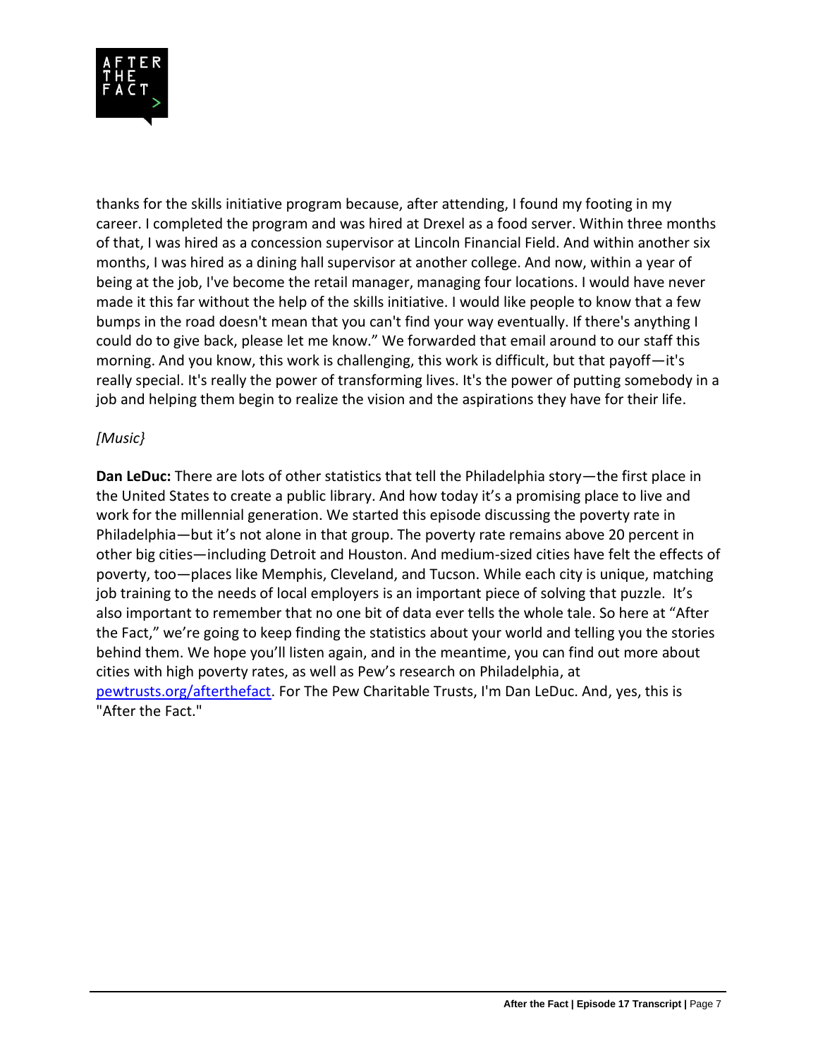thanks for the skills initiative program because, after attending, I found my footing in my career. I completed the program and was hired at Drexel as a food server. Within three months of that, I was hired as a concession supervisor at Lincoln Financial Field. And within another six months, I was hired as a dining hall supervisor at another college. And now, within a year of being at the job, I've become the retail manager, managing four locations. I would have never made it this far without the help of the skills initiative. I would like people to know that a few bumps in the road doesn't mean that you can't find your way eventually. If there's anything I could do to give back, please let me know." We forwarded that email around to our staff this morning. And you know, this work is challenging, this work is difficult, but that payoff—it's really special. It's really the power of transforming lives. It's the power of putting somebody in a job and helping them begin to realize the vision and the aspirations they have for their life.

*[Music}*

**Dan LeDuc:** There are lots of other statistics that tell the Philadelphia story—the first place in the United States to create a public library. And how today it's a promising place to live and work for the millennial generation. We started this episode discussing the poverty rate in Philadelphia—but it's not alone in that group. The poverty rate remains above 20 percent in other big cities—including Detroit and Houston. And medium-sized cities have felt the effects of poverty, too—places like Memphis, Cleveland, and Tucson. While each city is unique, matching job training to the needs of local employers is an important piece of solving that puzzle. It's also important to remember that no one bit of data ever tells the whole tale. So here at "After the Fact," we're going to keep finding the statistics about your world and telling you the stories behind them. We hope you'll listen again, and in the meantime, you can find out more about cities with high poverty rates, as well as Pew's research on Philadelphia, at [pewtrusts.org/afterthefact](pewtrusts.org/afterthefact). For The Pew Charitable Trusts, I'm Dan LeDuc. And, yes, this is "After the Fact."